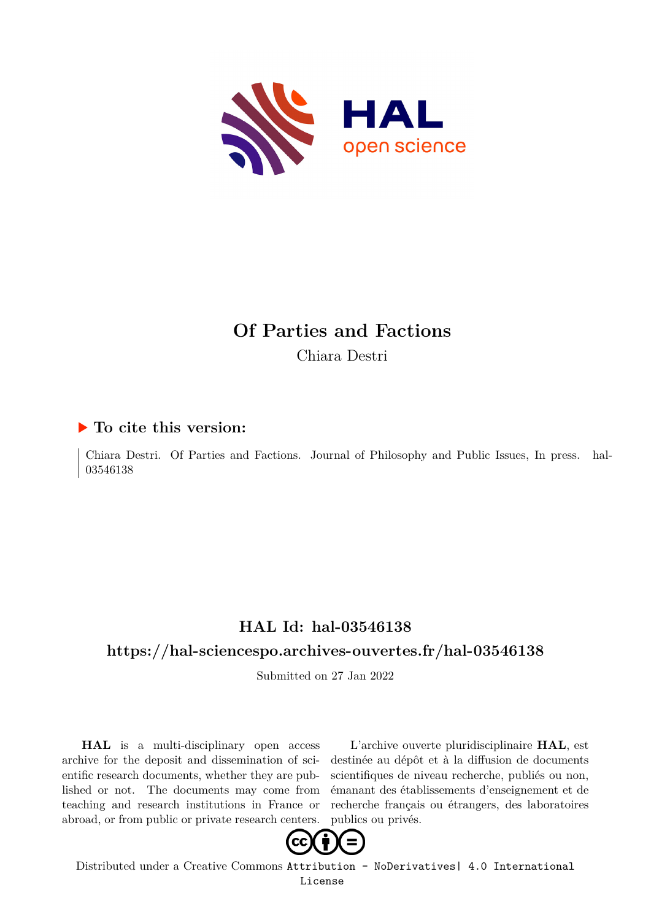# Of Parties and Factions

Chiara Destri

## ▶ To cite this version:

Chiara Destri. Of Parties and Factions. Journal of Philosophy and Public Issues, In press. hal-03546138

## HAL Id: hal-03546138

## https://hal-sciencespo.archives-ouvertes.fr/hal-03546138

Submitted on 27 Jan 2022

**HAL** is a multi-disciplinary open access archive for the deposit and dissemination of scientific research documents, whether they are published or not. The documents may come from teaching and research institutions in France or abroad, or from public or private research centers.

L'archive ouverte pluridisciplinaire **HAL**, est destinée au dépôt et à la diffusion de documents scientifiques de niveau recherche, publiés ou non, émanant des établissements d'enseignement et de recherche français ou étrangers, des laboratoires publics ou privés.

Distributed under a Creative Commons Attribution - NoDerivatives| 4.0 International License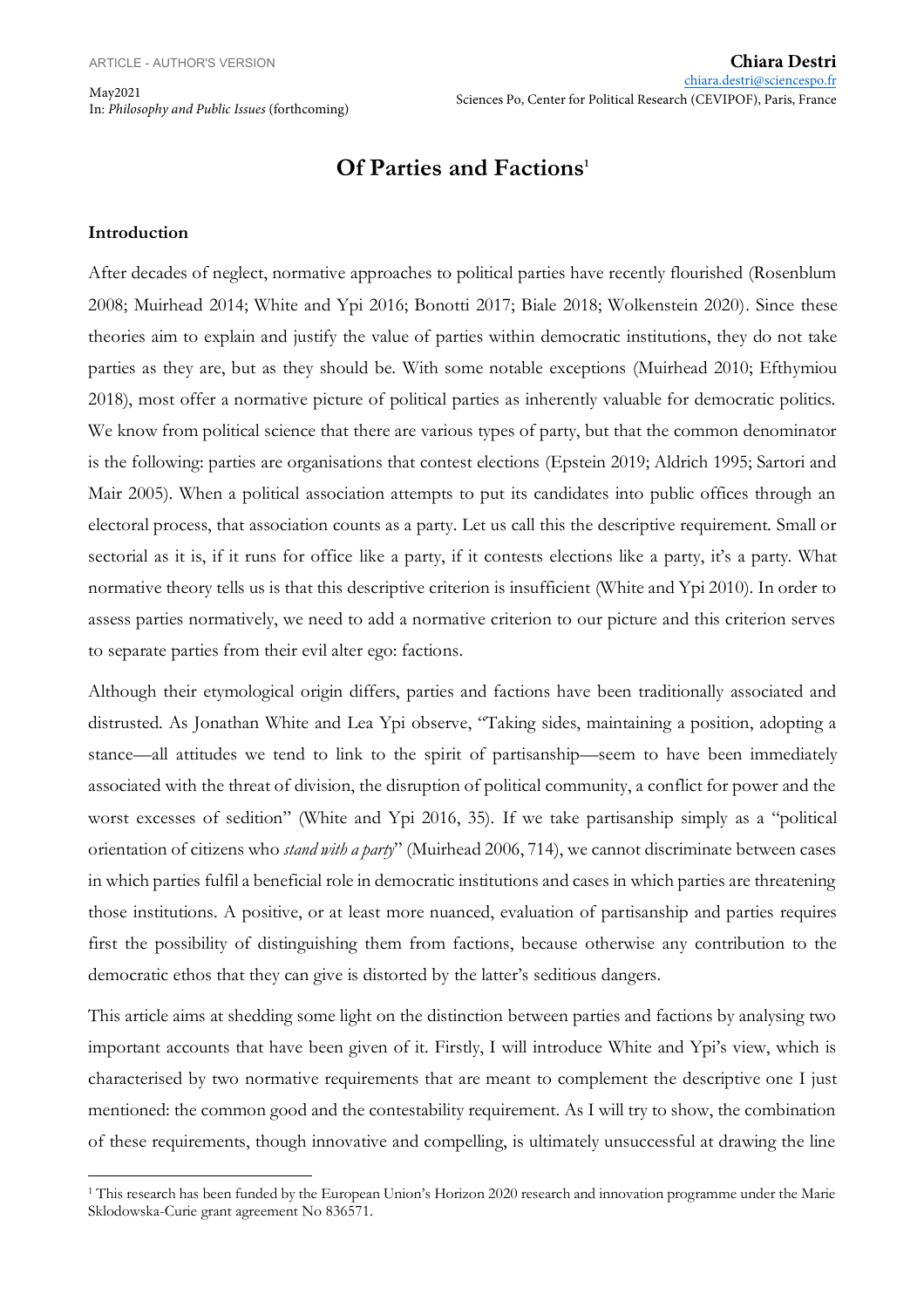ARTICLE - AUTHOR'S VERSION

May2021
In: *Philosophy and Public Issues* (forthcoming)

**Chiara Destri**
chiara.destri@sciencespo.fr
Sciences Po, Center for Political Research (CEVIPOF), Paris, France

# Of Parties and Factions[1]

**Introduction**

After decades of neglect, normative approaches to political parties have recently flourished (Rosenblum 2008; Muirhead 2014; White and Ypi 2016; Bonotti 2017; Biale 2018; Wolkenstein 2020). Since these theories aim to explain and justify the value of parties within democratic institutions, they do not take parties as they are, but as they should be. With some notable exceptions (Muirhead 2010; Efthymiou 2018), most offer a normative picture of political parties as inherently valuable for democratic politics. We know from political science that there are various types of party, but that the common denominator is the following: parties are organisations that contest elections (Epstein 2019; Aldrich 1995; Sartori and Mair 2005). When a political association attempts to put its candidates into public offices through an electoral process, that association counts as a party. Let us call this the descriptive requirement. Small or sectorial as it is, if it runs for office like a party, if it contests elections like a party, it's a party. What normative theory tells us is that this descriptive criterion is insufficient (White and Ypi 2010). In order to assess parties normatively, we need to add a normative criterion to our picture and this criterion serves to separate parties from their evil alter ego: factions.

Although their etymological origin differs, parties and factions have been traditionally associated and distrusted. As Jonathan White and Lea Ypi observe, "Taking sides, maintaining a position, adopting a stance—all attitudes we tend to link to the spirit of partisanship—seem to have been immediately associated with the threat of division, the disruption of political community, a conflict for power and the worst excesses of sedition" (White and Ypi 2016, 35). If we take partisanship simply as a "political orientation of citizens who *stand with a party*" (Muirhead 2006, 714), we cannot discriminate between cases in which parties fulfil a beneficial role in democratic institutions and cases in which parties are threatening those institutions. A positive, or at least more nuanced, evaluation of partisanship and parties requires first the possibility of distinguishing them from factions, because otherwise any contribution to the democratic ethos that they can give is distorted by the latter's seditious dangers.

This article aims at shedding some light on the distinction between parties and factions by analysing two important accounts that have been given of it. Firstly, I will introduce White and Ypi's view, which is characterised by two normative requirements that are meant to complement the descriptive one I just mentioned: the common good and the contestability requirement. As I will try to show, the combination of these requirements, though innovative and compelling, is ultimately unsuccessful at drawing the line

[1] This research has been funded by the European Union's Horizon 2020 research and innovation programme under the Marie Sklodowska-Curie grant agreement No 836571.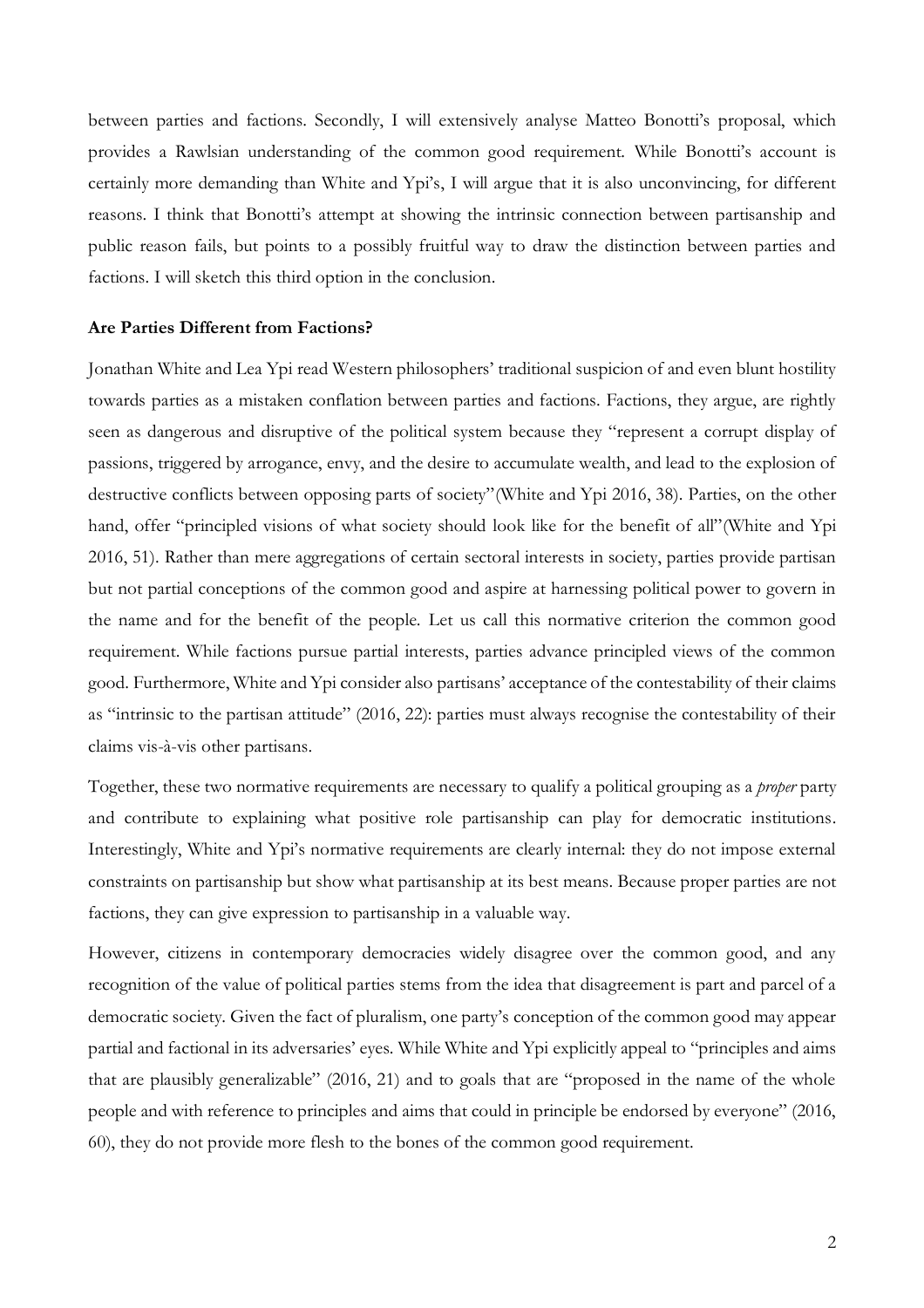between parties and factions. Secondly, I will extensively analyse Matteo Bonotti's proposal, which provides a Rawlsian understanding of the common good requirement. While Bonotti's account is certainly more demanding than White and Ypi's, I will argue that it is also unconvincing, for different reasons. I think that Bonotti's attempt at showing the intrinsic connection between partisanship and public reason fails, but points to a possibly fruitful way to draw the distinction between parties and factions. I will sketch this third option in the conclusion.

**Are Parties Different from Factions?**

Jonathan White and Lea Ypi read Western philosophers' traditional suspicion of and even blunt hostility towards parties as a mistaken conflation between parties and factions. Factions, they argue, are rightly seen as dangerous and disruptive of the political system because they "represent a corrupt display of passions, triggered by arrogance, envy, and the desire to accumulate wealth, and lead to the explosion of destructive conflicts between opposing parts of society"(White and Ypi 2016, 38). Parties, on the other hand, offer "principled visions of what society should look like for the benefit of all"(White and Ypi 2016, 51). Rather than mere aggregations of certain sectoral interests in society, parties provide partisan but not partial conceptions of the common good and aspire at harnessing political power to govern in the name and for the benefit of the people. Let us call this normative criterion the common good requirement. While factions pursue partial interests, parties advance principled views of the common good. Furthermore, White and Ypi consider also partisans' acceptance of the contestability of their claims as "intrinsic to the partisan attitude" (2016, 22): parties must always recognise the contestability of their claims vis-à-vis other partisans.

Together, these two normative requirements are necessary to qualify a political grouping as a *proper* party and contribute to explaining what positive role partisanship can play for democratic institutions. Interestingly, White and Ypi's normative requirements are clearly internal: they do not impose external constraints on partisanship but show what partisanship at its best means. Because proper parties are not factions, they can give expression to partisanship in a valuable way.

However, citizens in contemporary democracies widely disagree over the common good, and any recognition of the value of political parties stems from the idea that disagreement is part and parcel of a democratic society. Given the fact of pluralism, one party's conception of the common good may appear partial and factional in its adversaries' eyes. While White and Ypi explicitly appeal to "principles and aims that are plausibly generalizable" (2016, 21) and to goals that are "proposed in the name of the whole people and with reference to principles and aims that could in principle be endorsed by everyone" (2016, 60), they do not provide more flesh to the bones of the common good requirement.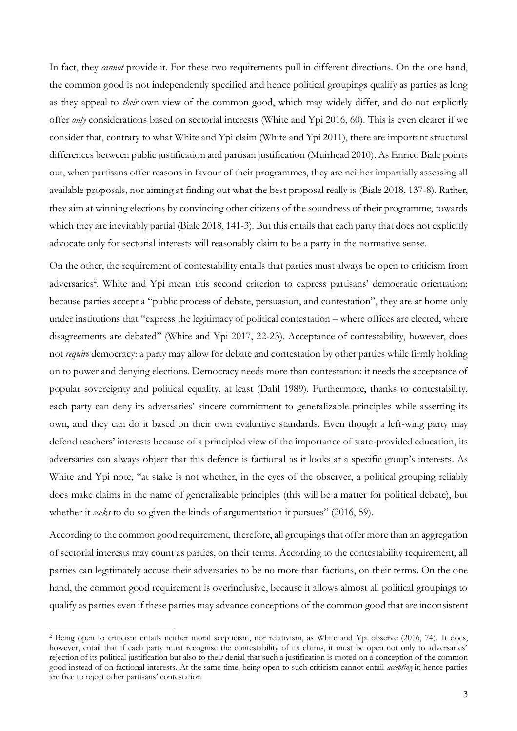In fact, they *cannot* provide it. For these two requirements pull in different directions. On the one hand, the common good is not independently specified and hence political groupings qualify as parties as long as they appeal to *their* own view of the common good, which may widely differ, and do not explicitly offer *only* considerations based on sectorial interests (White and Ypi 2016, 60). This is even clearer if we consider that, contrary to what White and Ypi claim (White and Ypi 2011), there are important structural differences between public justification and partisan justification (Muirhead 2010). As Enrico Biale points out, when partisans offer reasons in favour of their programmes, they are neither impartially assessing all available proposals, nor aiming at finding out what the best proposal really is (Biale 2018, 137-8). Rather, they aim at winning elections by convincing other citizens of the soundness of their programme, towards which they are inevitably partial (Biale 2018, 141-3). But this entails that each party that does not explicitly advocate only for sectorial interests will reasonably claim to be a party in the normative sense.

On the other, the requirement of contestability entails that parties must always be open to criticism from adversaries[2]. White and Ypi mean this second criterion to express partisans' democratic orientation: because parties accept a "public process of debate, persuasion, and contestation", they are at home only under institutions that "express the legitimacy of political contestation – where offices are elected, where disagreements are debated" (White and Ypi 2017, 22-23). Acceptance of contestability, however, does not *require* democracy: a party may allow for debate and contestation by other parties while firmly holding on to power and denying elections. Democracy needs more than contestation: it needs the acceptance of popular sovereignty and political equality, at least (Dahl 1989). Furthermore, thanks to contestability, each party can deny its adversaries' sincere commitment to generalizable principles while asserting its own, and they can do it based on their own evaluative standards. Even though a left-wing party may defend teachers' interests because of a principled view of the importance of state-provided education, its adversaries can always object that this defence is factional as it looks at a specific group's interests. As White and Ypi note, "at stake is not whether, in the eyes of the observer, a political grouping reliably does make claims in the name of generalizable principles (this will be a matter for political debate), but whether it *seeks* to do so given the kinds of argumentation it pursues" (2016, 59).

According to the common good requirement, therefore, all groupings that offer more than an aggregation of sectorial interests may count as parties, on their terms. According to the contestability requirement, all parties can legitimately accuse their adversaries to be no more than factions, on their terms. On the one hand, the common good requirement is overinclusive, because it allows almost all political groupings to qualify as parties even if these parties may advance conceptions of the common good that are inconsistent

[2] Being open to criticism entails neither moral scepticism, nor relativism, as White and Ypi observe (2016, 74). It does, however, entail that if each party must recognise the contestability of its claims, it must be open not only to adversaries' rejection of its political justification but also to their denial that such a justification is rooted on a conception of the common good instead of on factional interests. At the same time, being open to such criticism cannot entail *accepting* it; hence parties are free to reject other partisans' contestation.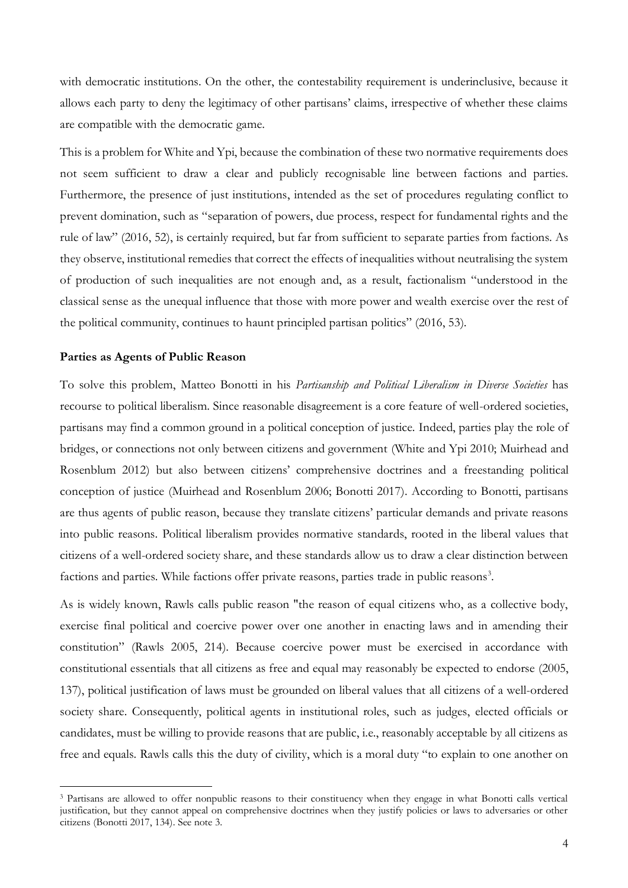with democratic institutions. On the other, the contestability requirement is underinclusive, because it allows each party to deny the legitimacy of other partisans' claims, irrespective of whether these claims are compatible with the democratic game.

This is a problem for White and Ypi, because the combination of these two normative requirements does not seem sufficient to draw a clear and publicly recognisable line between factions and parties. Furthermore, the presence of just institutions, intended as the set of procedures regulating conflict to prevent domination, such as "separation of powers, due process, respect for fundamental rights and the rule of law" (2016, 52), is certainly required, but far from sufficient to separate parties from factions. As they observe, institutional remedies that correct the effects of inequalities without neutralising the system of production of such inequalities are not enough and, as a result, factionalism "understood in the classical sense as the unequal influence that those with more power and wealth exercise over the rest of the political community, continues to haunt principled partisan politics" (2016, 53).

**Parties as Agents of Public Reason**

To solve this problem, Matteo Bonotti in his *Partisanship and Political Liberalism in Diverse Societies* has recourse to political liberalism. Since reasonable disagreement is a core feature of well-ordered societies, partisans may find a common ground in a political conception of justice. Indeed, parties play the role of bridges, or connections not only between citizens and government (White and Ypi 2010; Muirhead and Rosenblum 2012) but also between citizens' comprehensive doctrines and a freestanding political conception of justice (Muirhead and Rosenblum 2006; Bonotti 2017). According to Bonotti, partisans are thus agents of public reason, because they translate citizens' particular demands and private reasons into public reasons. Political liberalism provides normative standards, rooted in the liberal values that citizens of a well-ordered society share, and these standards allow us to draw a clear distinction between factions and parties. While factions offer private reasons, parties trade in public reasons[3].

As is widely known, Rawls calls public reason "the reason of equal citizens who, as a collective body, exercise final political and coercive power over one another in enacting laws and in amending their constitution" (Rawls 2005, 214). Because coercive power must be exercised in accordance with constitutional essentials that all citizens as free and equal may reasonably be expected to endorse (2005, 137), political justification of laws must be grounded on liberal values that all citizens of a well-ordered society share. Consequently, political agents in institutional roles, such as judges, elected officials or candidates, must be willing to provide reasons that are public, i.e., reasonably acceptable by all citizens as free and equals. Rawls calls this the duty of civility, which is a moral duty "to explain to one another on

[3] Partisans are allowed to offer nonpublic reasons to their constituency when they engage in what Bonotti calls vertical justification, but they cannot appeal on comprehensive doctrines when they justify policies or laws to adversaries or other citizens (Bonotti 2017, 134). See note 3.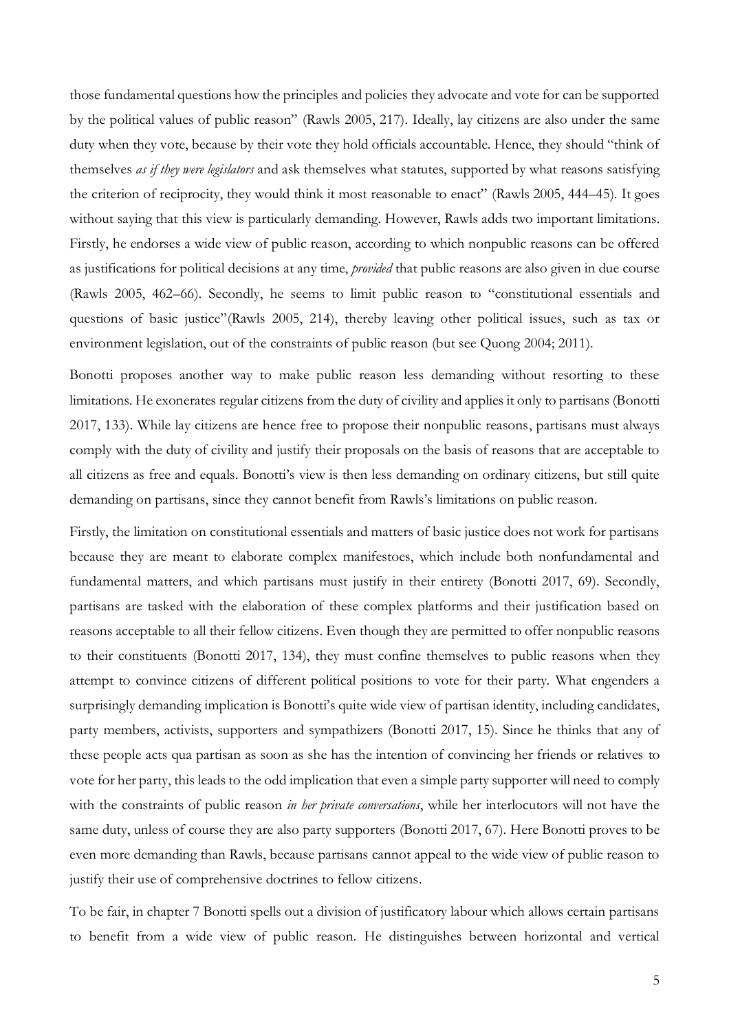those fundamental questions how the principles and policies they advocate and vote for can be supported by the political values of public reason" (Rawls 2005, 217). Ideally, lay citizens are also under the same duty when they vote, because by their vote they hold officials accountable. Hence, they should "think of themselves *as if they were legislators* and ask themselves what statutes, supported by what reasons satisfying the criterion of reciprocity, they would think it most reasonable to enact" (Rawls 2005, 444–45). It goes without saying that this view is particularly demanding. However, Rawls adds two important limitations. Firstly, he endorses a wide view of public reason, according to which nonpublic reasons can be offered as justifications for political decisions at any time, *provided* that public reasons are also given in due course (Rawls 2005, 462–66). Secondly, he seems to limit public reason to "constitutional essentials and questions of basic justice"(Rawls 2005, 214), thereby leaving other political issues, such as tax or environment legislation, out of the constraints of public reason (but see Quong 2004; 2011).

Bonotti proposes another way to make public reason less demanding without resorting to these limitations. He exonerates regular citizens from the duty of civility and applies it only to partisans (Bonotti 2017, 133). While lay citizens are hence free to propose their nonpublic reasons, partisans must always comply with the duty of civility and justify their proposals on the basis of reasons that are acceptable to all citizens as free and equals. Bonotti's view is then less demanding on ordinary citizens, but still quite demanding on partisans, since they cannot benefit from Rawls's limitations on public reason.

Firstly, the limitation on constitutional essentials and matters of basic justice does not work for partisans because they are meant to elaborate complex manifestoes, which include both nonfundamental and fundamental matters, and which partisans must justify in their entirety (Bonotti 2017, 69). Secondly, partisans are tasked with the elaboration of these complex platforms and their justification based on reasons acceptable to all their fellow citizens. Even though they are permitted to offer nonpublic reasons to their constituents (Bonotti 2017, 134), they must confine themselves to public reasons when they attempt to convince citizens of different political positions to vote for their party. What engenders a surprisingly demanding implication is Bonotti's quite wide view of partisan identity, including candidates, party members, activists, supporters and sympathizers (Bonotti 2017, 15). Since he thinks that any of these people acts qua partisan as soon as she has the intention of convincing her friends or relatives to vote for her party, this leads to the odd implication that even a simple party supporter will need to comply with the constraints of public reason *in her private conversations*, while her interlocutors will not have the same duty, unless of course they are also party supporters (Bonotti 2017, 67). Here Bonotti proves to be even more demanding than Rawls, because partisans cannot appeal to the wide view of public reason to justify their use of comprehensive doctrines to fellow citizens.

To be fair, in chapter 7 Bonotti spells out a division of justificatory labour which allows certain partisans to benefit from a wide view of public reason. He distinguishes between horizontal and vertical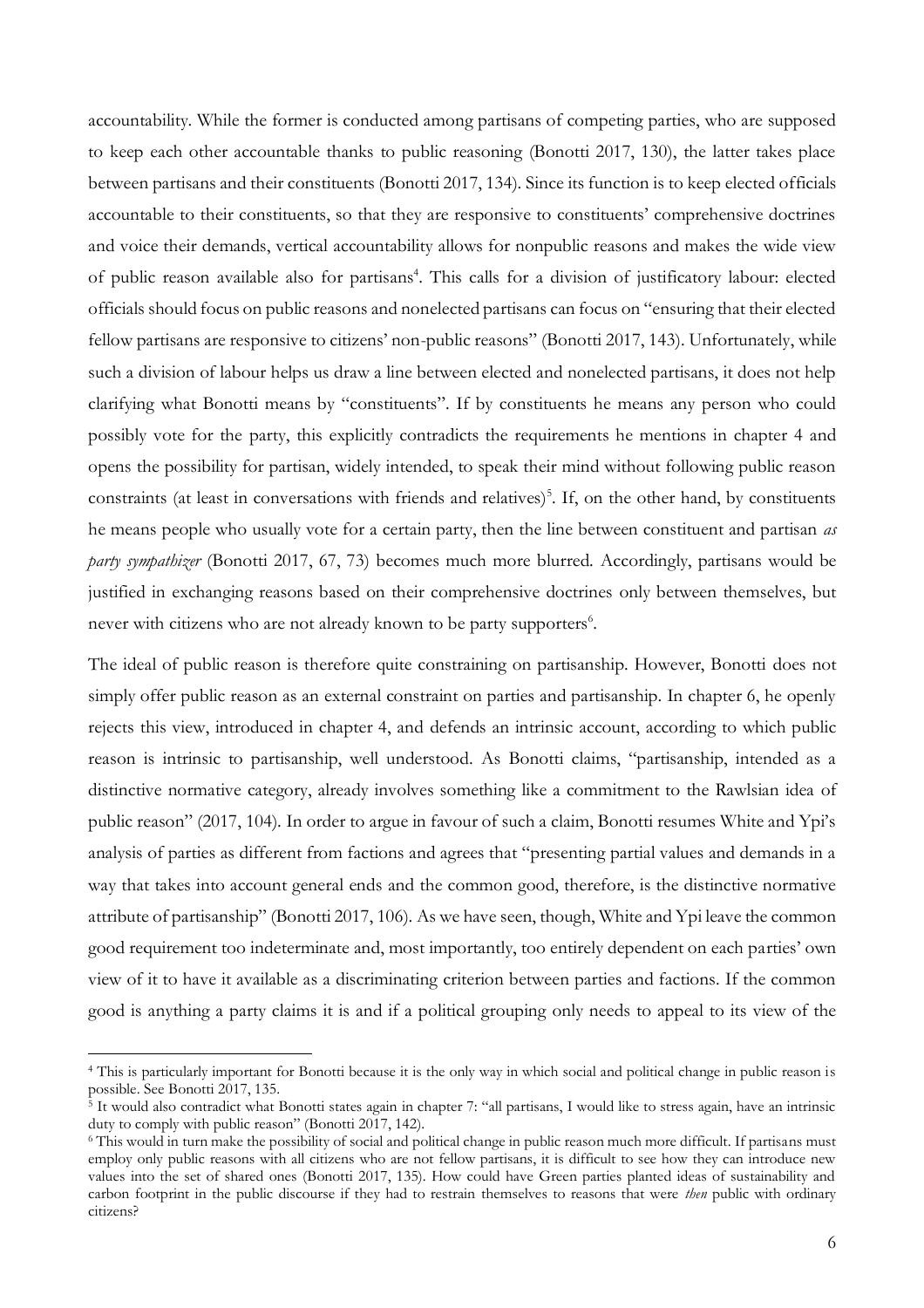accountability. While the former is conducted among partisans of competing parties, who are supposed to keep each other accountable thanks to public reasoning (Bonotti 2017, 130), the latter takes place between partisans and their constituents (Bonotti 2017, 134). Since its function is to keep elected officials accountable to their constituents, so that they are responsive to constituents' comprehensive doctrines and voice their demands, vertical accountability allows for nonpublic reasons and makes the wide view of public reason available also for partisans[4]. This calls for a division of justificatory labour: elected officials should focus on public reasons and nonelected partisans can focus on "ensuring that their elected fellow partisans are responsive to citizens' non-public reasons" (Bonotti 2017, 143). Unfortunately, while such a division of labour helps us draw a line between elected and nonelected partisans, it does not help clarifying what Bonotti means by "constituents". If by constituents he means any person who could possibly vote for the party, this explicitly contradicts the requirements he mentions in chapter 4 and opens the possibility for partisan, widely intended, to speak their mind without following public reason constraints (at least in conversations with friends and relatives)[5]. If, on the other hand, by constituents he means people who usually vote for a certain party, then the line between constituent and partisan *as party sympathizer* (Bonotti 2017, 67, 73) becomes much more blurred. Accordingly, partisans would be justified in exchanging reasons based on their comprehensive doctrines only between themselves, but never with citizens who are not already known to be party supporters[6].

The ideal of public reason is therefore quite constraining on partisanship. However, Bonotti does not simply offer public reason as an external constraint on parties and partisanship. In chapter 6, he openly rejects this view, introduced in chapter 4, and defends an intrinsic account, according to which public reason is intrinsic to partisanship, well understood. As Bonotti claims, "partisanship, intended as a distinctive normative category, already involves something like a commitment to the Rawlsian idea of public reason" (2017, 104). In order to argue in favour of such a claim, Bonotti resumes White and Ypi's analysis of parties as different from factions and agrees that "presenting partial values and demands in a way that takes into account general ends and the common good, therefore, is the distinctive normative attribute of partisanship" (Bonotti 2017, 106). As we have seen, though, White and Ypi leave the common good requirement too indeterminate and, most importantly, too entirely dependent on each parties' own view of it to have it available as a discriminating criterion between parties and factions. If the common good is anything a party claims it is and if a political grouping only needs to appeal to its view of the

---

[4] This is particularly important for Bonotti because it is the only way in which social and political change in public reason is possible. See Bonotti 2017, 135.

[5] It would also contradict what Bonotti states again in chapter 7: "all partisans, I would like to stress again, have an intrinsic duty to comply with public reason" (Bonotti 2017, 142).

[6] This would in turn make the possibility of social and political change in public reason much more difficult. If partisans must employ only public reasons with all citizens who are not fellow partisans, it is difficult to see how they can introduce new values into the set of shared ones (Bonotti 2017, 135). How could have Green parties planted ideas of sustainability and carbon footprint in the public discourse if they had to restrain themselves to reasons that were *then* public with ordinary citizens?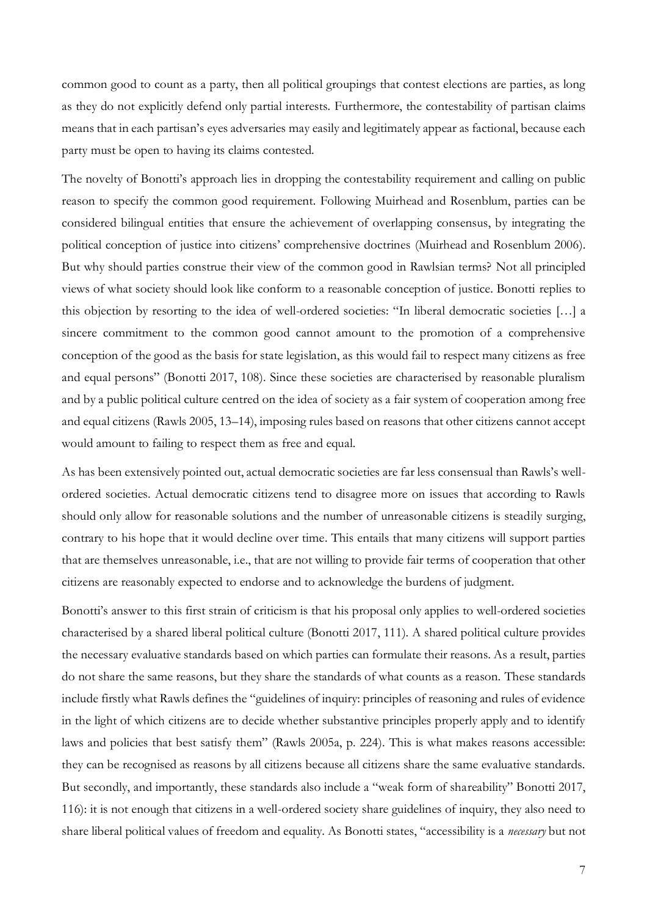common good to count as a party, then all political groupings that contest elections are parties, as long as they do not explicitly defend only partial interests. Furthermore, the contestability of partisan claims means that in each partisan's eyes adversaries may easily and legitimately appear as factional, because each party must be open to having its claims contested.

The novelty of Bonotti's approach lies in dropping the contestability requirement and calling on public reason to specify the common good requirement. Following Muirhead and Rosenblum, parties can be considered bilingual entities that ensure the achievement of overlapping consensus, by integrating the political conception of justice into citizens' comprehensive doctrines (Muirhead and Rosenblum 2006). But why should parties construe their view of the common good in Rawlsian terms? Not all principled views of what society should look like conform to a reasonable conception of justice. Bonotti replies to this objection by resorting to the idea of well-ordered societies: "In liberal democratic societies […] a sincere commitment to the common good cannot amount to the promotion of a comprehensive conception of the good as the basis for state legislation, as this would fail to respect many citizens as free and equal persons" (Bonotti 2017, 108). Since these societies are characterised by reasonable pluralism and by a public political culture centred on the idea of society as a fair system of cooperation among free and equal citizens (Rawls 2005, 13–14), imposing rules based on reasons that other citizens cannot accept would amount to failing to respect them as free and equal.

As has been extensively pointed out, actual democratic societies are far less consensual than Rawls's well-ordered societies. Actual democratic citizens tend to disagree more on issues that according to Rawls should only allow for reasonable solutions and the number of unreasonable citizens is steadily surging, contrary to his hope that it would decline over time. This entails that many citizens will support parties that are themselves unreasonable, i.e., that are not willing to provide fair terms of cooperation that other citizens are reasonably expected to endorse and to acknowledge the burdens of judgment.

Bonotti's answer to this first strain of criticism is that his proposal only applies to well-ordered societies characterised by a shared liberal political culture (Bonotti 2017, 111). A shared political culture provides the necessary evaluative standards based on which parties can formulate their reasons. As a result, parties do not share the same reasons, but they share the standards of what counts as a reason. These standards include firstly what Rawls defines the "guidelines of inquiry: principles of reasoning and rules of evidence in the light of which citizens are to decide whether substantive principles properly apply and to identify laws and policies that best satisfy them" (Rawls 2005a, p. 224). This is what makes reasons accessible: they can be recognised as reasons by all citizens because all citizens share the same evaluative standards. But secondly, and importantly, these standards also include a "weak form of shareability" Bonotti 2017, 116): it is not enough that citizens in a well-ordered society share guidelines of inquiry, they also need to share liberal political values of freedom and equality. As Bonotti states, "accessibility is a *necessary* but not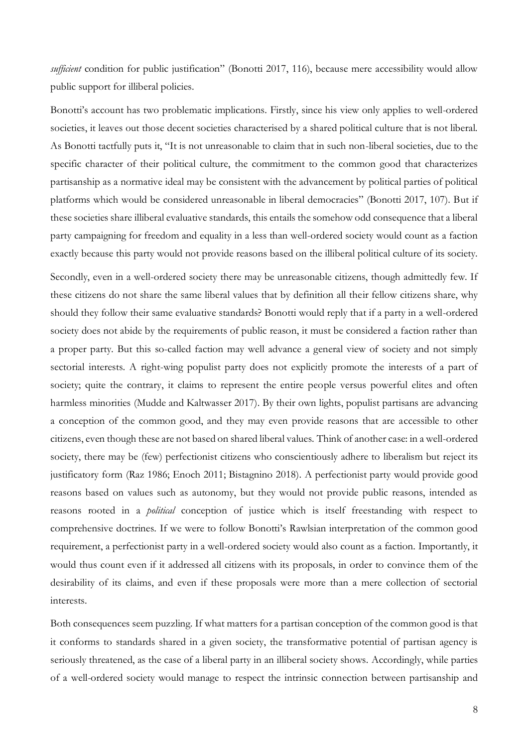*sufficient* condition for public justification" (Bonotti 2017, 116), because mere accessibility would allow public support for illiberal policies.

Bonotti's account has two problematic implications. Firstly, since his view only applies to well-ordered societies, it leaves out those decent societies characterised by a shared political culture that is not liberal. As Bonotti tactfully puts it, "It is not unreasonable to claim that in such non-liberal societies, due to the specific character of their political culture, the commitment to the common good that characterizes partisanship as a normative ideal may be consistent with the advancement by political parties of political platforms which would be considered unreasonable in liberal democracies" (Bonotti 2017, 107). But if these societies share illiberal evaluative standards, this entails the somehow odd consequence that a liberal party campaigning for freedom and equality in a less than well-ordered society would count as a faction exactly because this party would not provide reasons based on the illiberal political culture of its society.

Secondly, even in a well-ordered society there may be unreasonable citizens, though admittedly few. If these citizens do not share the same liberal values that by definition all their fellow citizens share, why should they follow their same evaluative standards? Bonotti would reply that if a party in a well-ordered society does not abide by the requirements of public reason, it must be considered a faction rather than a proper party. But this so-called faction may well advance a general view of society and not simply sectorial interests. A right-wing populist party does not explicitly promote the interests of a part of society; quite the contrary, it claims to represent the entire people versus powerful elites and often harmless minorities (Mudde and Kaltwasser 2017). By their own lights, populist partisans are advancing a conception of the common good, and they may even provide reasons that are accessible to other citizens, even though these are not based on shared liberal values. Think of another case: in a well-ordered society, there may be (few) perfectionist citizens who conscientiously adhere to liberalism but reject its justificatory form (Raz 1986; Enoch 2011; Bistagnino 2018). A perfectionist party would provide good reasons based on values such as autonomy, but they would not provide public reasons, intended as reasons rooted in a *political* conception of justice which is itself freestanding with respect to comprehensive doctrines. If we were to follow Bonotti's Rawlsian interpretation of the common good requirement, a perfectionist party in a well-ordered society would also count as a faction. Importantly, it would thus count even if it addressed all citizens with its proposals, in order to convince them of the desirability of its claims, and even if these proposals were more than a mere collection of sectorial interests.

Both consequences seem puzzling. If what matters for a partisan conception of the common good is that it conforms to standards shared in a given society, the transformative potential of partisan agency is seriously threatened, as the case of a liberal party in an illiberal society shows. Accordingly, while parties of a well-ordered society would manage to respect the intrinsic connection between partisanship and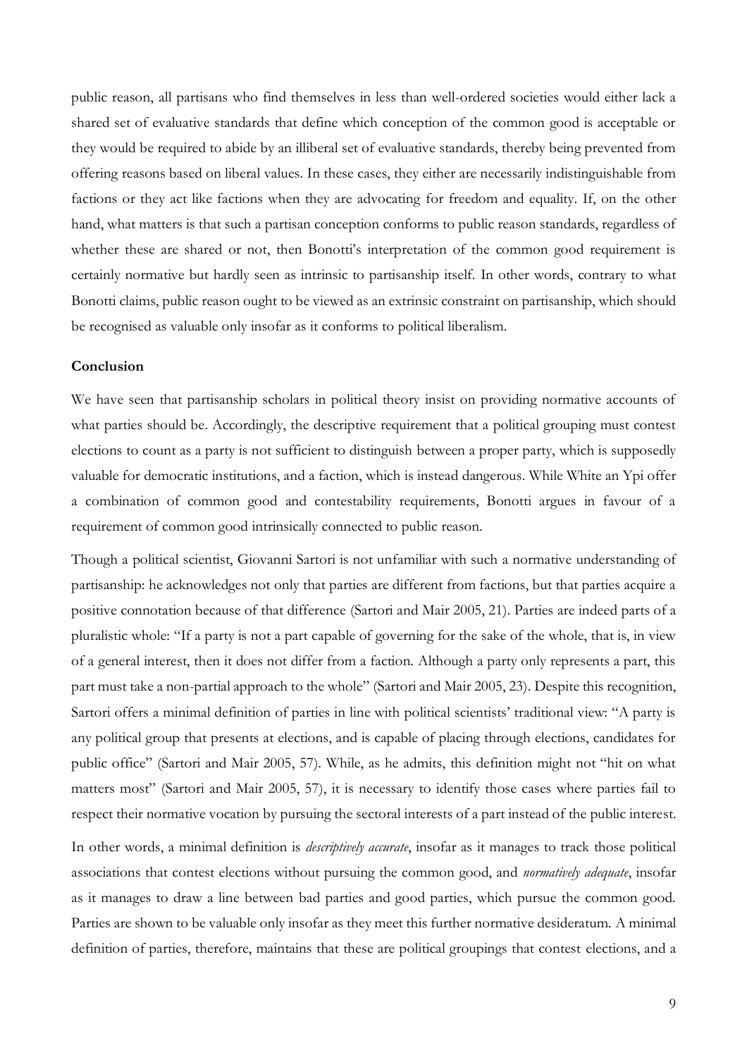public reason, all partisans who find themselves in less than well-ordered societies would either lack a shared set of evaluative standards that define which conception of the common good is acceptable or they would be required to abide by an illiberal set of evaluative standards, thereby being prevented from offering reasons based on liberal values. In these cases, they either are necessarily indistinguishable from factions or they act like factions when they are advocating for freedom and equality. If, on the other hand, what matters is that such a partisan conception conforms to public reason standards, regardless of whether these are shared or not, then Bonotti's interpretation of the common good requirement is certainly normative but hardly seen as intrinsic to partisanship itself. In other words, contrary to what Bonotti claims, public reason ought to be viewed as an extrinsic constraint on partisanship, which should be recognised as valuable only insofar as it conforms to political liberalism.

**Conclusion**

We have seen that partisanship scholars in political theory insist on providing normative accounts of what parties should be. Accordingly, the descriptive requirement that a political grouping must contest elections to count as a party is not sufficient to distinguish between a proper party, which is supposedly valuable for democratic institutions, and a faction, which is instead dangerous. While White an Ypi offer a combination of common good and contestability requirements, Bonotti argues in favour of a requirement of common good intrinsically connected to public reason.

Though a political scientist, Giovanni Sartori is not unfamiliar with such a normative understanding of partisanship: he acknowledges not only that parties are different from factions, but that parties acquire a positive connotation because of that difference (Sartori and Mair 2005, 21). Parties are indeed parts of a pluralistic whole: "If a party is not a part capable of governing for the sake of the whole, that is, in view of a general interest, then it does not differ from a faction. Although a party only represents a part, this part must take a non-partial approach to the whole" (Sartori and Mair 2005, 23). Despite this recognition, Sartori offers a minimal definition of parties in line with political scientists' traditional view: "A party is any political group that presents at elections, and is capable of placing through elections, candidates for public office" (Sartori and Mair 2005, 57). While, as he admits, this definition might not "hit on what matters most" (Sartori and Mair 2005, 57), it is necessary to identify those cases where parties fail to respect their normative vocation by pursuing the sectoral interests of a part instead of the public interest.

In other words, a minimal definition is *descriptively accurate*, insofar as it manages to track those political associations that contest elections without pursuing the common good, and *normatively adequate*, insofar as it manages to draw a line between bad parties and good parties, which pursue the common good. Parties are shown to be valuable only insofar as they meet this further normative desideratum. A minimal definition of parties, therefore, maintains that these are political groupings that contest elections, and a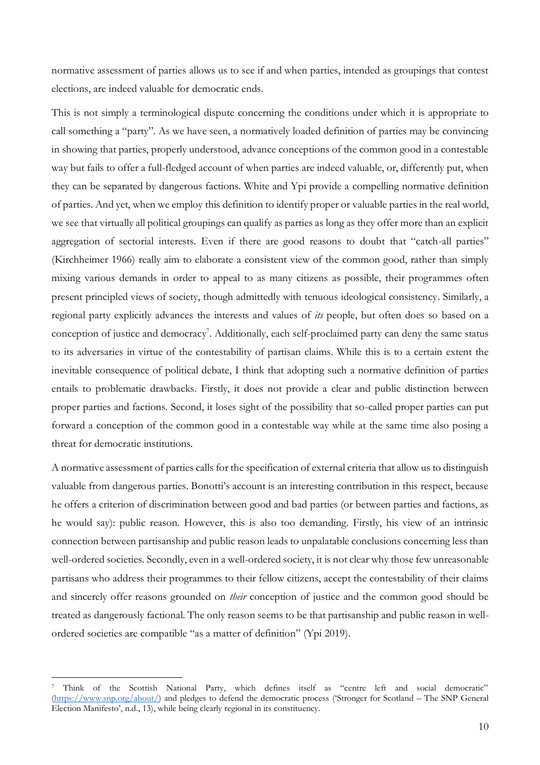normative assessment of parties allows us to see if and when parties, intended as groupings that contest elections, are indeed valuable for democratic ends.

This is not simply a terminological dispute concerning the conditions under which it is appropriate to call something a "party". As we have seen, a normatively loaded definition of parties may be convincing in showing that parties, properly understood, advance conceptions of the common good in a contestable way but fails to offer a full-fledged account of when parties are indeed valuable, or, differently put, when they can be separated by dangerous factions. White and Ypi provide a compelling normative definition of parties. And yet, when we employ this definition to identify proper or valuable parties in the real world, we see that virtually all political groupings can qualify as parties as long as they offer more than an explicit aggregation of sectorial interests. Even if there are good reasons to doubt that "catch-all parties" (Kirchheimer 1966) really aim to elaborate a consistent view of the common good, rather than simply mixing various demands in order to appeal to as many citizens as possible, their programmes often present principled views of society, though admittedly with tenuous ideological consistency. Similarly, a regional party explicitly advances the interests and values of *its* people, but often does so based on a conception of justice and democracy[7]. Additionally, each self-proclaimed party can deny the same status to its adversaries in virtue of the contestability of partisan claims. While this is to a certain extent the inevitable consequence of political debate, I think that adopting such a normative definition of parties entails to problematic drawbacks. Firstly, it does not provide a clear and public distinction between proper parties and factions. Second, it loses sight of the possibility that so-called proper parties can put forward a conception of the common good in a contestable way while at the same time also posing a threat for democratic institutions.

A normative assessment of parties calls for the specification of external criteria that allow us to distinguish valuable from dangerous parties. Bonotti's account is an interesting contribution in this respect, because he offers a criterion of discrimination between good and bad parties (or between parties and factions, as he would say): public reason. However, this is also too demanding. Firstly, his view of an intrinsic connection between partisanship and public reason leads to unpalatable conclusions concerning less than well-ordered societies. Secondly, even in a well-ordered society, it is not clear why those few unreasonable partisans who address their programmes to their fellow citizens, accept the contestability of their claims and sincerely offer reasons grounded on *their* conception of justice and the common good should be treated as dangerously factional. The only reason seems to be that partisanship and public reason in well-ordered societies are compatible "as a matter of definition" (Ypi 2019).

[7] Think of the Scottish National Party, which defines itself as "centre left and social democratic" (https://www.snp.org/about/) and pledges to defend the democratic process ('Stronger for Scotland – The SNP General Election Manifesto', n.d., 13), while being clearly regional in its constituency.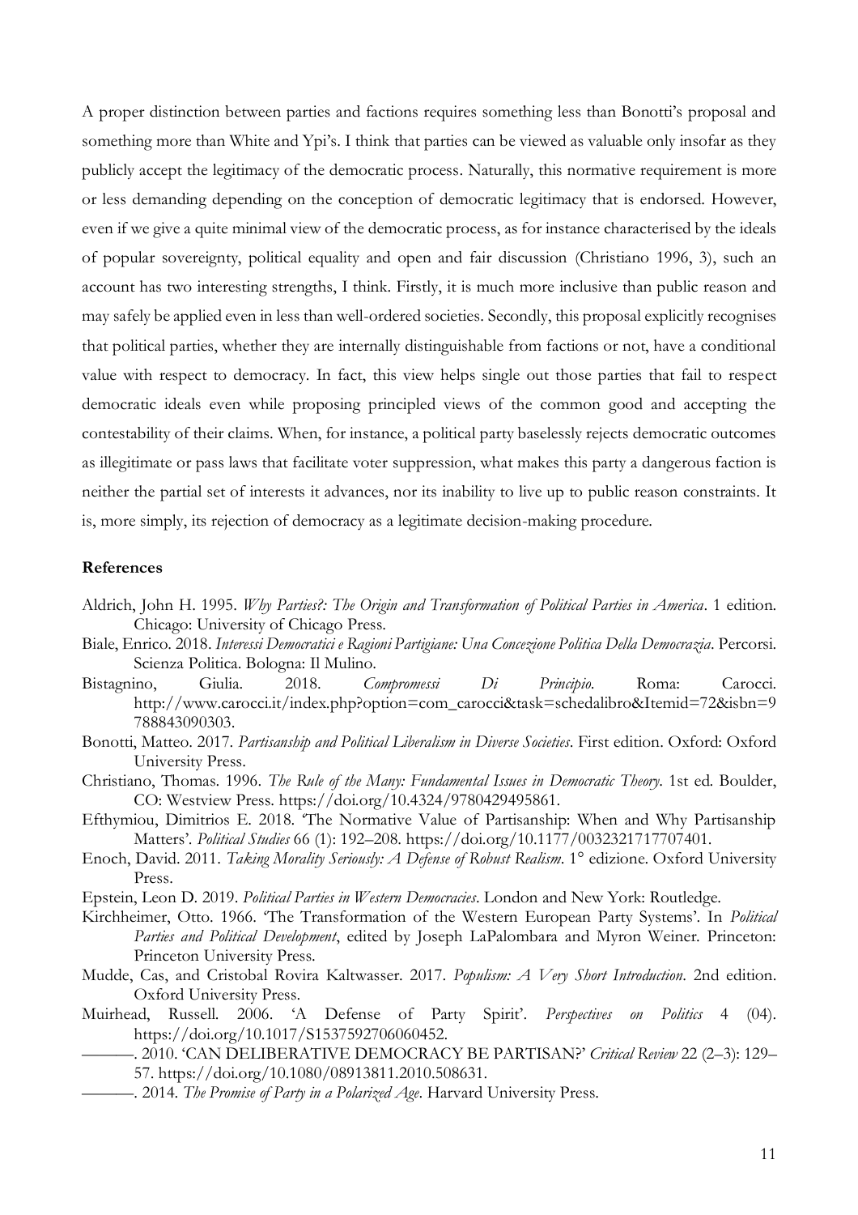A proper distinction between parties and factions requires something less than Bonotti's proposal and something more than White and Ypi's. I think that parties can be viewed as valuable only insofar as they publicly accept the legitimacy of the democratic process. Naturally, this normative requirement is more or less demanding depending on the conception of democratic legitimacy that is endorsed. However, even if we give a quite minimal view of the democratic process, as for instance characterised by the ideals of popular sovereignty, political equality and open and fair discussion (Christiano 1996, 3), such an account has two interesting strengths, I think. Firstly, it is much more inclusive than public reason and may safely be applied even in less than well-ordered societies. Secondly, this proposal explicitly recognises that political parties, whether they are internally distinguishable from factions or not, have a conditional value with respect to democracy. In fact, this view helps single out those parties that fail to respect democratic ideals even while proposing principled views of the common good and accepting the contestability of their claims. When, for instance, a political party baselessly rejects democratic outcomes as illegitimate or pass laws that facilitate voter suppression, what makes this party a dangerous faction is neither the partial set of interests it advances, nor its inability to live up to public reason constraints. It is, more simply, its rejection of democracy as a legitimate decision-making procedure.

**References**

Aldrich, John H. 1995. *Why Parties?: The Origin and Transformation of Political Parties in America*. 1 edition. Chicago: University of Chicago Press.

Biale, Enrico. 2018. *Interessi Democratici e Ragioni Partigiane: Una Concezione Politica Della Democrazia*. Percorsi. Scienza Politica. Bologna: Il Mulino.

Bistagnino, Giulia. 2018. *Compromessi Di Principio*. Roma: Carocci. http://www.carocci.it/index.php?option=com_carocci&task=schedalibro&Itemid=72&isbn=9788843090303.

Bonotti, Matteo. 2017. *Partisanship and Political Liberalism in Diverse Societies*. First edition. Oxford: Oxford University Press.

Christiano, Thomas. 1996. *The Rule of the Many: Fundamental Issues in Democratic Theory*. 1st ed. Boulder, CO: Westview Press. https://doi.org/10.4324/9780429495861.

Efthymiou, Dimitrios E. 2018. 'The Normative Value of Partisanship: When and Why Partisanship Matters'. *Political Studies* 66 (1): 192–208. https://doi.org/10.1177/0032321717707401.

Enoch, David. 2011. *Taking Morality Seriously: A Defense of Robust Realism*. 1° edizione. Oxford University Press.

Epstein, Leon D. 2019. *Political Parties in Western Democracies*. London and New York: Routledge.

Kirchheimer, Otto. 1966. 'The Transformation of the Western European Party Systems'. In *Political Parties and Political Development*, edited by Joseph LaPalombara and Myron Weiner. Princeton: Princeton University Press.

Mudde, Cas, and Cristobal Rovira Kaltwasser. 2017. *Populism: A Very Short Introduction*. 2nd edition. Oxford University Press.

Muirhead, Russell. 2006. 'A Defense of Party Spirit'. *Perspectives on Politics* 4 (04). https://doi.org/10.1017/S1537592706060452.

———. 2010. 'CAN DELIBERATIVE DEMOCRACY BE PARTISAN?' *Critical Review* 22 (2–3): 129–57. https://doi.org/10.1080/08913811.2010.508631.

———. 2014. *The Promise of Party in a Polarized Age*. Harvard University Press.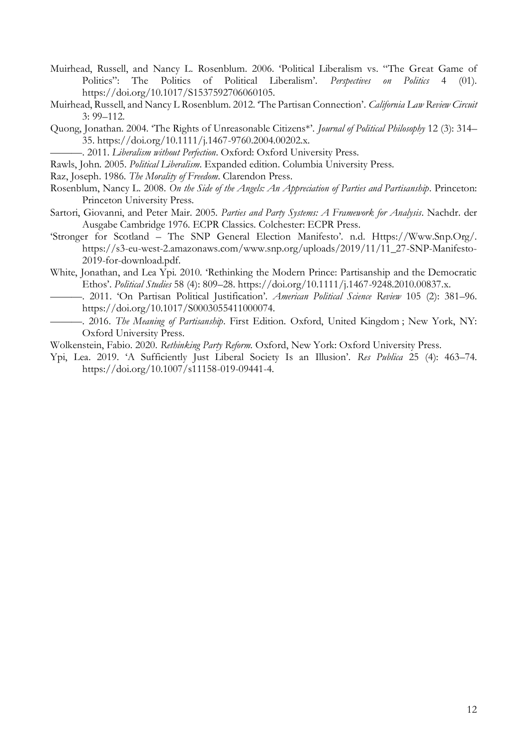Muirhead, Russell, and Nancy L. Rosenblum. 2006. 'Political Liberalism vs. "The Great Game of Politics": The Politics of Political Liberalism'. *Perspectives on Politics* 4 (01). https://doi.org/10.1017/S1537592706060105.

Muirhead, Russell, and Nancy L Rosenblum. 2012. 'The Partisan Connection'. *California Law Review Circuit* 3: 99–112.

Quong, Jonathan. 2004. 'The Rights of Unreasonable Citizens*'. *Journal of Political Philosophy* 12 (3): 314–35. https://doi.org/10.1111/j.1467-9760.2004.00202.x.

———. 2011. *Liberalism without Perfection*. Oxford: Oxford University Press.

Rawls, John. 2005. *Political Liberalism*. Expanded edition. Columbia University Press.

Raz, Joseph. 1986. *The Morality of Freedom*. Clarendon Press.

Rosenblum, Nancy L. 2008. *On the Side of the Angels: An Appreciation of Parties and Partisanship*. Princeton: Princeton University Press.

Sartori, Giovanni, and Peter Mair. 2005. *Parties and Party Systems: A Framework for Analysis*. Nachdr. der Ausgabe Cambridge 1976. ECPR Classics. Colchester: ECPR Press.

'Stronger for Scotland – The SNP General Election Manifesto'. n.d. Https://Www.Snp.Org/. https://s3-eu-west-2.amazonaws.com/www.snp.org/uploads/2019/11/11_27-SNP-Manifesto-2019-for-download.pdf.

White, Jonathan, and Lea Ypi. 2010. 'Rethinking the Modern Prince: Partisanship and the Democratic Ethos'. *Political Studies* 58 (4): 809–28. https://doi.org/10.1111/j.1467-9248.2010.00837.x.

———. 2011. 'On Partisan Political Justification'. *American Political Science Review* 105 (2): 381–96. https://doi.org/10.1017/S0003055411000074.

———. 2016. *The Meaning of Partisanship*. First Edition. Oxford, United Kingdom ; New York, NY: Oxford University Press.

Wolkenstein, Fabio. 2020. *Rethinking Party Reform.* Oxford, New York: Oxford University Press.

Ypi, Lea. 2019. 'A Sufficiently Just Liberal Society Is an Illusion'. *Res Publica* 25 (4): 463–74. https://doi.org/10.1007/s11158-019-09441-4.